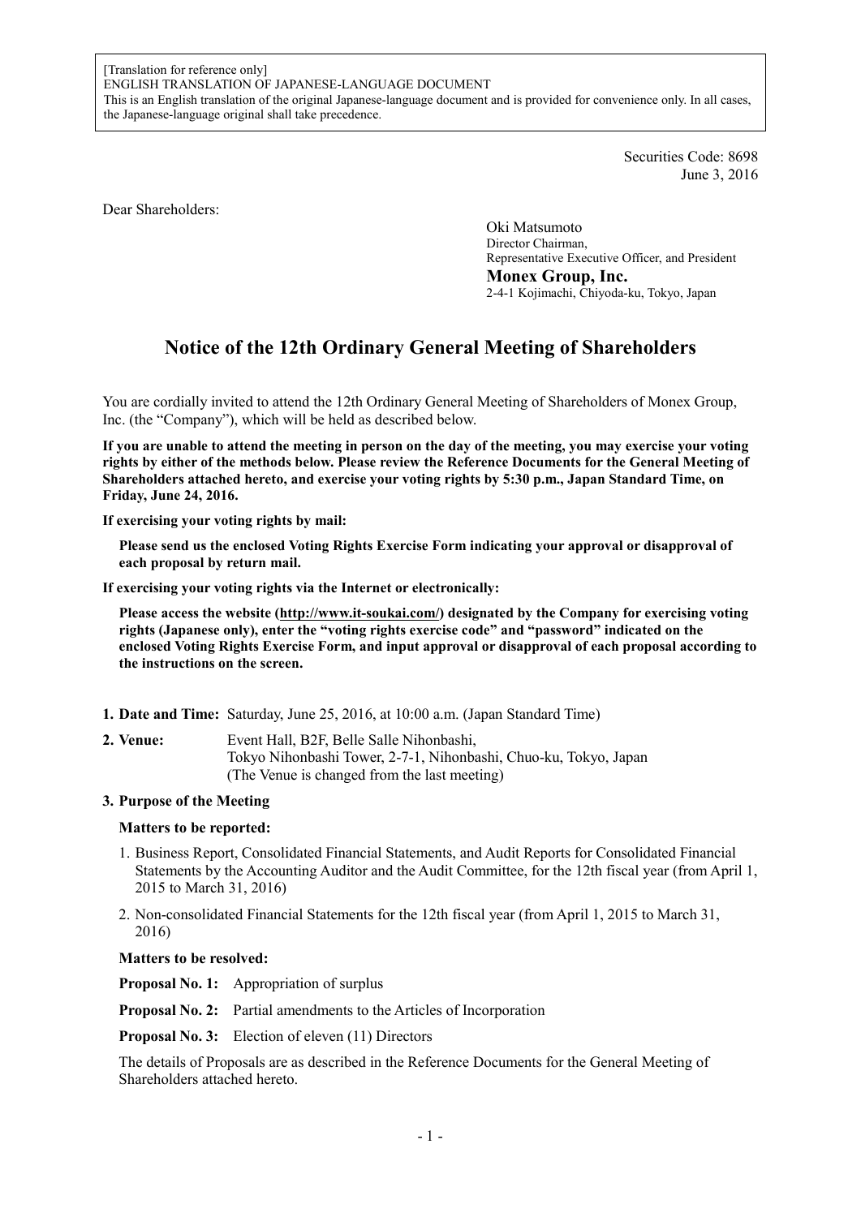[Translation for reference only]
ENGLISH TRANSLATION OF JAPANESE-LANGUAGE DOCUMENT
This is an English translation of the original Japanese-language document and is provided for convenience only. In all cases, the Japanese-language original shall take precedence.

Securities Code: 8698
June 3, 2016

Dear Shareholders:

Oki Matsumoto
Director Chairman,
Representative Executive Officer, and President
**Monex Group, Inc.**
2-4-1 Kojimachi, Chiyoda-ku, Tokyo, Japan

# Notice of the 12th Ordinary General Meeting of Shareholders

You are cordially invited to attend the 12th Ordinary General Meeting of Shareholders of Monex Group, Inc. (the "Company"), which will be held as described below.

**If you are unable to attend the meeting in person on the day of the meeting, you may exercise your voting rights by either of the methods below. Please review the Reference Documents for the General Meeting of Shareholders attached hereto, and exercise your voting rights by 5:30 p.m., Japan Standard Time, on Friday, June 24, 2016.**

**If exercising your voting rights by mail:**

**Please send us the enclosed Voting Rights Exercise Form indicating your approval or disapproval of each proposal by return mail.**

**If exercising your voting rights via the Internet or electronically:**

**Please access the website (http://www.it-soukai.com/) designated by the Company for exercising voting rights (Japanese only), enter the "voting rights exercise code" and "password" indicated on the enclosed Voting Rights Exercise Form, and input approval or disapproval of each proposal according to the instructions on the screen.**

**1. Date and Time:** Saturday, June 25, 2016, at 10:00 a.m. (Japan Standard Time)

**2. Venue:** Event Hall, B2F, Belle Salle Nihonbashi,
Tokyo Nihonbashi Tower, 2-7-1, Nihonbashi, Chuo-ku, Tokyo, Japan
(The Venue is changed from the last meeting)

**3. Purpose of the Meeting**

**Matters to be reported:**

1. Business Report, Consolidated Financial Statements, and Audit Reports for Consolidated Financial Statements by the Accounting Auditor and the Audit Committee, for the 12th fiscal year (from April 1, 2015 to March 31, 2016)
2. Non-consolidated Financial Statements for the 12th fiscal year (from April 1, 2015 to March 31, 2016)

**Matters to be resolved:**

**Proposal No. 1:** Appropriation of surplus

**Proposal No. 2:** Partial amendments to the Articles of Incorporation

**Proposal No. 3:** Election of eleven (11) Directors

The details of Proposals are as described in the Reference Documents for the General Meeting of Shareholders attached hereto.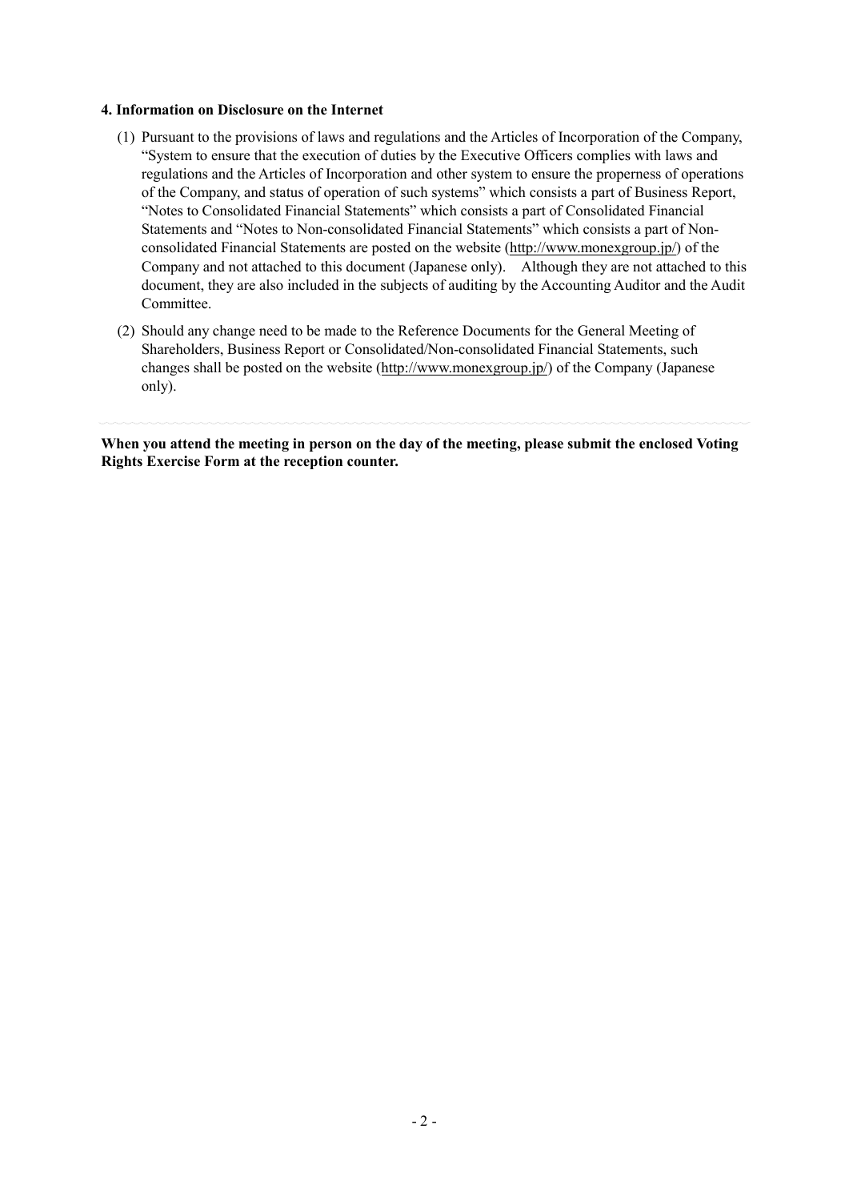**4. Information on Disclosure on the Internet**

(1) Pursuant to the provisions of laws and regulations and the Articles of Incorporation of the Company, "System to ensure that the execution of duties by the Executive Officers complies with laws and regulations and the Articles of Incorporation and other system to ensure the properness of operations of the Company, and status of operation of such systems" which consists a part of Business Report, "Notes to Consolidated Financial Statements" which consists a part of Consolidated Financial Statements and "Notes to Non-consolidated Financial Statements" which consists a part of Non-consolidated Financial Statements are posted on the website (http://www.monexgroup.jp/) of the Company and not attached to this document (Japanese only). Although they are not attached to this document, they are also included in the subjects of auditing by the Accounting Auditor and the Audit Committee.

(2) Should any change need to be made to the Reference Documents for the General Meeting of Shareholders, Business Report or Consolidated/Non-consolidated Financial Statements, such changes shall be posted on the website (http://www.monexgroup.jp/) of the Company (Japanese only).

---

**When you attend the meeting in person on the day of the meeting, please submit the enclosed Voting Rights Exercise Form at the reception counter.**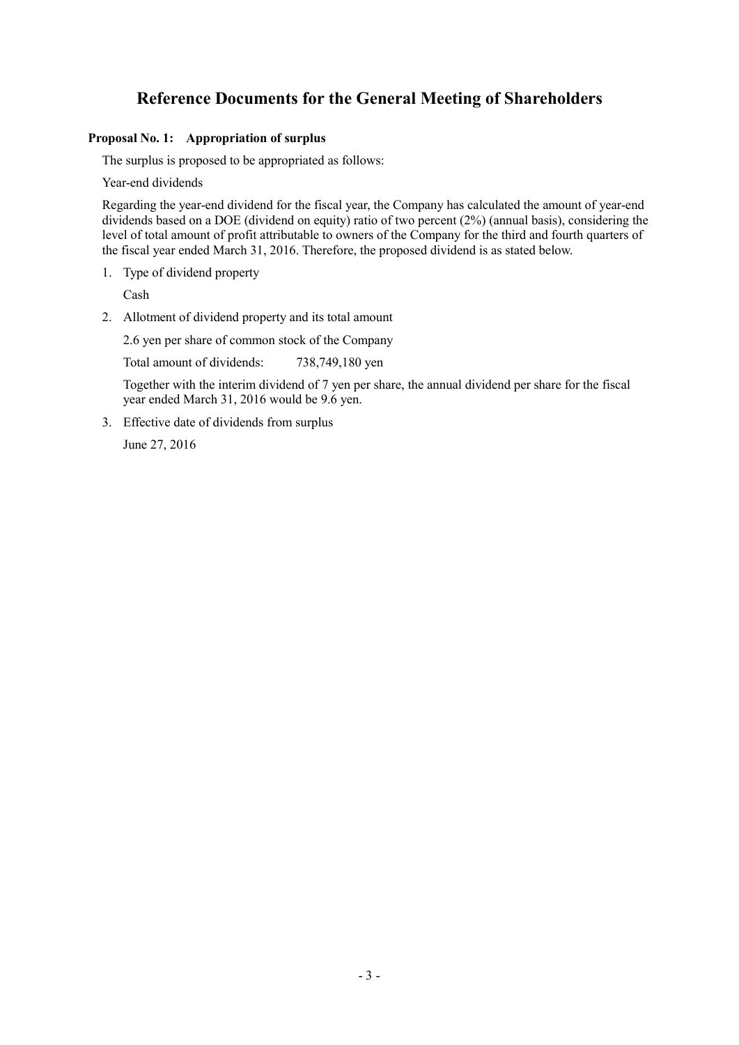# Reference Documents for the General Meeting of Shareholders

**Proposal No. 1: Appropriation of surplus**

The surplus is proposed to be appropriated as follows:

Year-end dividends

Regarding the year-end dividend for the fiscal year, the Company has calculated the amount of year-end dividends based on a DOE (dividend on equity) ratio of two percent (2%) (annual basis), considering the level of total amount of profit attributable to owners of the Company for the third and fourth quarters of the fiscal year ended March 31, 2016. Therefore, the proposed dividend is as stated below.

1. Type of dividend property

   Cash

2. Allotment of dividend property and its total amount

   2.6 yen per share of common stock of the Company

   Total amount of dividends: 738,749,180 yen

   Together with the interim dividend of 7 yen per share, the annual dividend per share for the fiscal year ended March 31, 2016 would be 9.6 yen.

3. Effective date of dividends from surplus

   June 27, 2016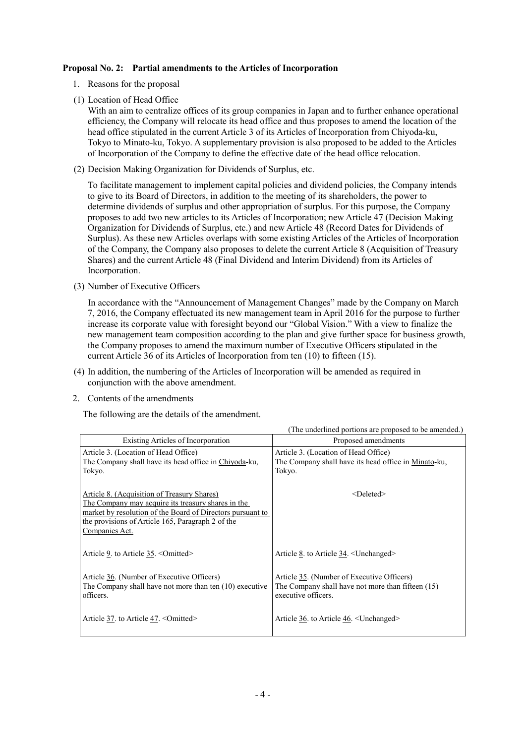**Proposal No. 2: Partial amendments to the Articles of Incorporation**

1. Reasons for the proposal

(1) Location of Head Office

With an aim to centralize offices of its group companies in Japan and to further enhance operational efficiency, the Company will relocate its head office and thus proposes to amend the location of the head office stipulated in the current Article 3 of its Articles of Incorporation from Chiyoda-ku, Tokyo to Minato-ku, Tokyo. A supplementary provision is also proposed to be added to the Articles of Incorporation of the Company to define the effective date of the head office relocation.

(2) Decision Making Organization for Dividends of Surplus, etc.

To facilitate management to implement capital policies and dividend policies, the Company intends to give to its Board of Directors, in addition to the meeting of its shareholders, the power to determine dividends of surplus and other appropriation of surplus. For this purpose, the Company proposes to add two new articles to its Articles of Incorporation; new Article 47 (Decision Making Organization for Dividends of Surplus, etc.) and new Article 48 (Record Dates for Dividends of Surplus). As these new Articles overlaps with some existing Articles of the Articles of Incorporation of the Company, the Company also proposes to delete the current Article 8 (Acquisition of Treasury Shares) and the current Article 48 (Final Dividend and Interim Dividend) from its Articles of Incorporation.

(3) Number of Executive Officers

In accordance with the "Announcement of Management Changes" made by the Company on March 7, 2016, the Company effectuated its new management team in April 2016 for the purpose to further increase its corporate value with foresight beyond our "Global Vision." With a view to finalize the new management team composition according to the plan and give further space for business growth, the Company proposes to amend the maximum number of Executive Officers stipulated in the current Article 36 of its Articles of Incorporation from ten (10) to fifteen (15).

(4) In addition, the numbering of the Articles of Incorporation will be amended as required in conjunction with the above amendment.

2. Contents of the amendments

The following are the details of the amendment.

(The underlined portions are proposed to be amended.)

| Existing Articles of Incorporation | Proposed amendments |
|---|---|
| Article 3. (Location of Head Office)<br>The Company shall have its head office in <u>Chiyoda</u>-ku, Tokyo. | Article 3. (Location of Head Office)<br>The Company shall have its head office in <u>Minato</u>-ku, Tokyo. |
| <u>Article 8. (Acquisition of Treasury Shares)</u><br><u>The Company may acquire its treasury shares in the market by resolution of the Board of Directors pursuant to the provisions of Article 165, Paragraph 2 of the Companies Act.</u> | <Deleted> |
| Article <u>9</u>. to Article <u>35</u>. <Omitted> | Article <u>8</u>. to Article <u>34</u>. <Unchanged> |
| Article <u>36</u>. (Number of Executive Officers)<br>The Company shall have not more than <u>ten (10)</u> executive officers. | Article <u>35</u>. (Number of Executive Officers)<br>The Company shall have not more than <u>fifteen (15)</u> executive officers. |
| Article <u>37</u>. to Article <u>47</u>. <Omitted> | Article <u>36</u>. to Article <u>46</u>. <Unchanged> |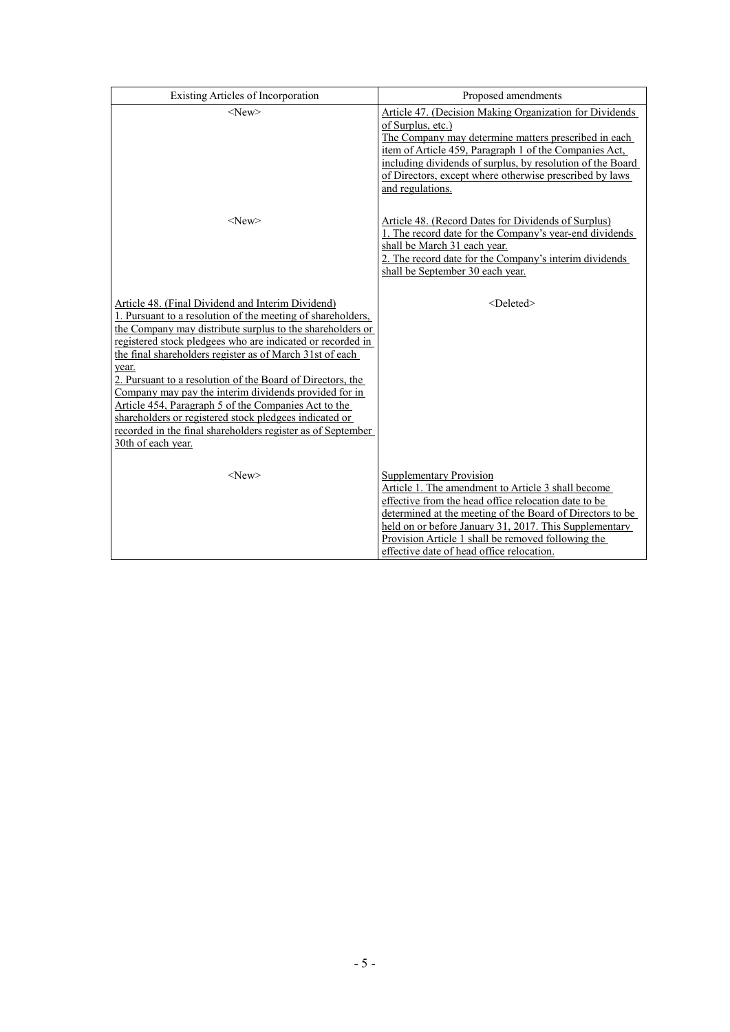| Existing Articles of Incorporation | Proposed amendments |
| --- | --- |
| <New> | Article 47. (Decision Making Organization for Dividends of Surplus, etc.)<br>The Company may determine matters prescribed in each item of Article 459, Paragraph 1 of the Companies Act, including dividends of surplus, by resolution of the Board of Directors, except where otherwise prescribed by laws and regulations. |
| <New> | Article 48. (Record Dates for Dividends of Surplus)<br>1. The record date for the Company's year-end dividends shall be March 31 each year.<br>2. The record date for the Company's interim dividends shall be September 30 each year. |
| Article 48. (Final Dividend and Interim Dividend)<br>1. Pursuant to a resolution of the meeting of shareholders, the Company may distribute surplus to the shareholders or registered stock pledgees who are indicated or recorded in the final shareholders register as of March 31st of each year.<br>2. Pursuant to a resolution of the Board of Directors, the Company may pay the interim dividends provided for in Article 454, Paragraph 5 of the Companies Act to the shareholders or registered stock pledgees indicated or recorded in the final shareholders register as of September 30th of each year. | <Deleted> |
| <New> | Supplementary Provision<br>Article 1. The amendment to Article 3 shall become effective from the head office relocation date to be determined at the meeting of the Board of Directors to be held on or before January 31, 2017. This Supplementary Provision Article 1 shall be removed following the effective date of head office relocation. |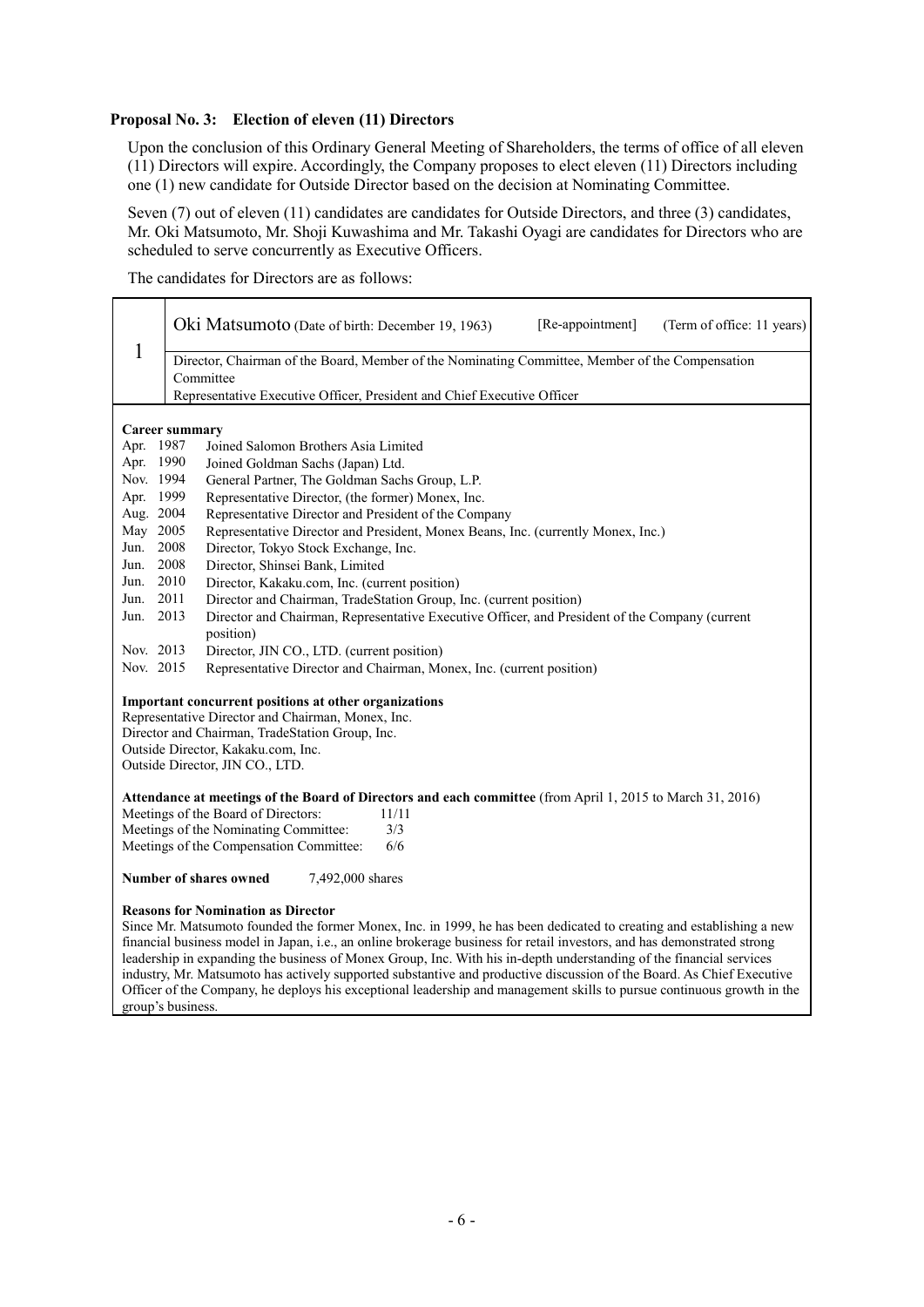### Proposal No. 3: Election of eleven (11) Directors

Upon the conclusion of this Ordinary General Meeting of Shareholders, the terms of office of all eleven (11) Directors will expire. Accordingly, the Company proposes to elect eleven (11) Directors including one (1) new candidate for Outside Director based on the decision at Nominating Committee.

Seven (7) out of eleven (11) candidates are candidates for Outside Directors, and three (3) candidates, Mr. Oki Matsumoto, Mr. Shoji Kuwashima and Mr. Takashi Oyagi are candidates for Directors who are scheduled to serve concurrently as Executive Officers.

The candidates for Directors are as follows:

| 1 | Oki Matsumoto (Date of birth: December 19, 1963) [Re-appointment] (Term of office: 11 years) |
|---|---|
| | Director, Chairman of the Board, Member of the Nominating Committee, Member of the Compensation Committee<br>Representative Executive Officer, President and Chief Executive Officer |

**Career summary**

| Date | Position |
|---|---|
| Apr. 1987 | Joined Salomon Brothers Asia Limited |
| Apr. 1990 | Joined Goldman Sachs (Japan) Ltd. |
| Nov. 1994 | General Partner, The Goldman Sachs Group, L.P. |
| Apr. 1999 | Representative Director, (the former) Monex, Inc. |
| Aug. 2004 | Representative Director and President of the Company |
| May 2005 | Representative Director and President, Monex Beans, Inc. (currently Monex, Inc.) |
| Jun. 2008 | Director, Tokyo Stock Exchange, Inc. |
| Jun. 2008 | Director, Shinsei Bank, Limited |
| Jun. 2010 | Director, Kakaku.com, Inc. (current position) |
| Jun. 2011 | Director and Chairman, TradeStation Group, Inc. (current position) |
| Jun. 2013 | Director and Chairman, Representative Executive Officer, and President of the Company (current position) |
| Nov. 2013 | Director, JIN CO., LTD. (current position) |
| Nov. 2015 | Representative Director and Chairman, Monex, Inc. (current position) |

**Important concurrent positions at other organizations**

Representative Director and Chairman, Monex, Inc.
Director and Chairman, TradeStation Group, Inc.
Outside Director, Kakaku.com, Inc.
Outside Director, JIN CO., LTD.

**Attendance at meetings of the Board of Directors and each committee** (from April 1, 2015 to March 31, 2016)

Meetings of the Board of Directors: 11/11
Meetings of the Nominating Committee: 3/3
Meetings of the Compensation Committee: 6/6

**Number of shares owned** 7,492,000 shares

**Reasons for Nomination as Director**

Since Mr. Matsumoto founded the former Monex, Inc. in 1999, he has been dedicated to creating and establishing a new financial business model in Japan, i.e., an online brokerage business for retail investors, and has demonstrated strong leadership in expanding the business of Monex Group, Inc. With his in-depth understanding of the financial services industry, Mr. Matsumoto has actively supported substantive and productive discussion of the Board. As Chief Executive Officer of the Company, he deploys his exceptional leadership and management skills to pursue continuous growth in the group's business.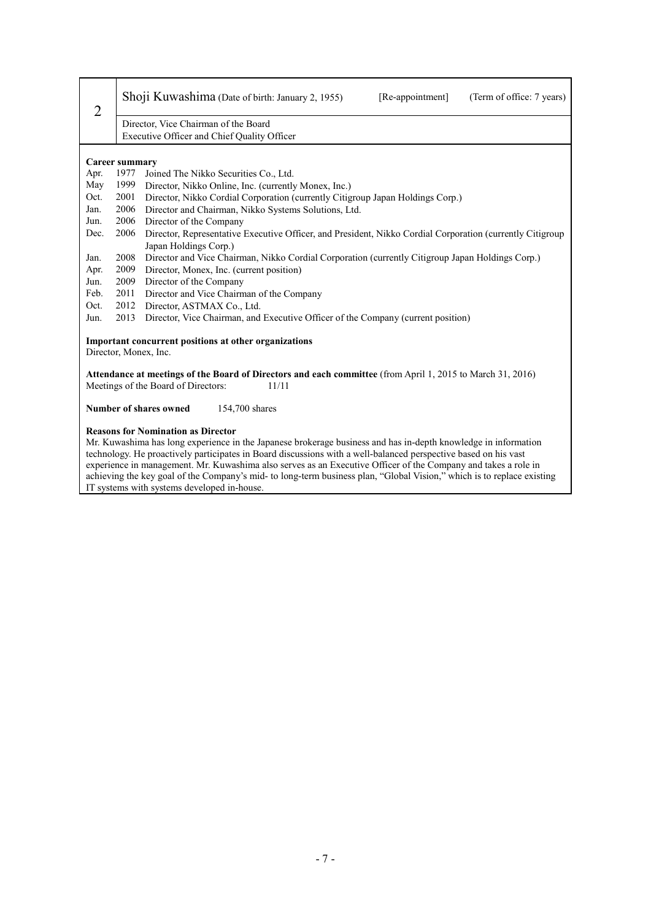| 2 | Shoji Kuwashima (Date of birth: January 2, 1955) [Re-appointment] (Term of office: 7 years) |
|---|---|
| | Director, Vice Chairman of the Board<br>Executive Officer and Chief Quality Officer |

**Career summary**

| | | |
|---|---|---|
| Apr. | 1977 | Joined The Nikko Securities Co., Ltd. |
| May | 1999 | Director, Nikko Online, Inc. (currently Monex, Inc.) |
| Oct. | 2001 | Director, Nikko Cordial Corporation (currently Citigroup Japan Holdings Corp.) |
| Jan. | 2006 | Director and Chairman, Nikko Systems Solutions, Ltd. |
| Jun. | 2006 | Director of the Company |
| Dec. | 2006 | Director, Representative Executive Officer, and President, Nikko Cordial Corporation (currently Citigroup Japan Holdings Corp.) |
| Jan. | 2008 | Director and Vice Chairman, Nikko Cordial Corporation (currently Citigroup Japan Holdings Corp.) |
| Apr. | 2009 | Director, Monex, Inc. (current position) |
| Jun. | 2009 | Director of the Company |
| Feb. | 2011 | Director and Vice Chairman of the Company |
| Oct. | 2012 | Director, ASTMAX Co., Ltd. |
| Jun. | 2013 | Director, Vice Chairman, and Executive Officer of the Company (current position) |

**Important concurrent positions at other organizations**

Director, Monex, Inc.

**Attendance at meetings of the Board of Directors and each committee** (from April 1, 2015 to March 31, 2016)

Meetings of the Board of Directors: 11/11

**Number of shares owned** 154,700 shares

**Reasons for Nomination as Director**

Mr. Kuwashima has long experience in the Japanese brokerage business and has in-depth knowledge in information technology. He proactively participates in Board discussions with a well-balanced perspective based on his vast experience in management. Mr. Kuwashima also serves as an Executive Officer of the Company and takes a role in achieving the key goal of the Company's mid- to long-term business plan, "Global Vision," which is to replace existing IT systems with systems developed in-house.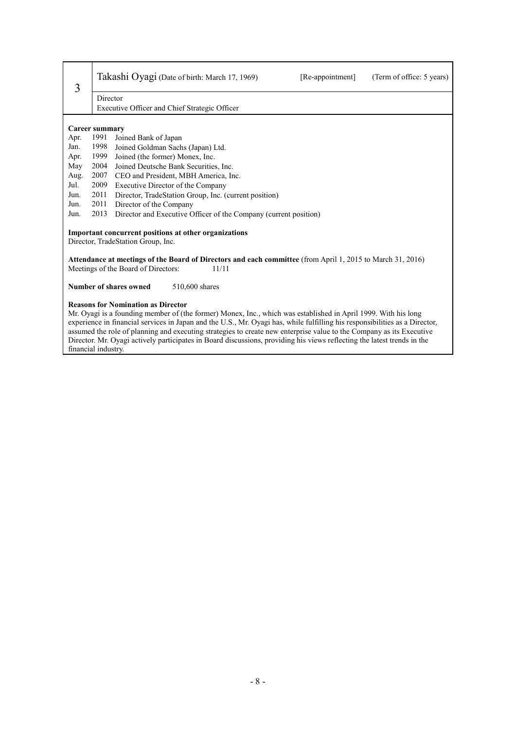| 3 | Takashi Oyagi (Date of birth: March 17, 1969) | [Re-appointment] | (Term of office: 5 years) |
|---|---|---|---|
| | Director<br>Executive Officer and Chief Strategic Officer | | |

**Career summary**

| | | |
|---|---|---|
| Apr. | 1991 | Joined Bank of Japan |
| Jan. | 1998 | Joined Goldman Sachs (Japan) Ltd. |
| Apr. | 1999 | Joined (the former) Monex, Inc. |
| May | 2004 | Joined Deutsche Bank Securities, Inc. |
| Aug. | 2007 | CEO and President, MBH America, Inc. |
| Jul. | 2009 | Executive Director of the Company |
| Jun. | 2011 | Director, TradeStation Group, Inc. (current position) |
| Jun. | 2011 | Director of the Company |
| Jun. | 2013 | Director and Executive Officer of the Company (current position) |

**Important concurrent positions at other organizations**
Director, TradeStation Group, Inc.

**Attendance at meetings of the Board of Directors and each committee** (from April 1, 2015 to March 31, 2016)
Meetings of the Board of Directors: 11/11

**Number of shares owned** 510,600 shares

**Reasons for Nomination as Director**
Mr. Oyagi is a founding member of (the former) Monex, Inc., which was established in April 1999. With his long experience in financial services in Japan and the U.S., Mr. Oyagi has, while fulfilling his responsibilities as a Director, assumed the role of planning and executing strategies to create new enterprise value to the Company as its Executive Director. Mr. Oyagi actively participates in Board discussions, providing his views reflecting the latest trends in the financial industry.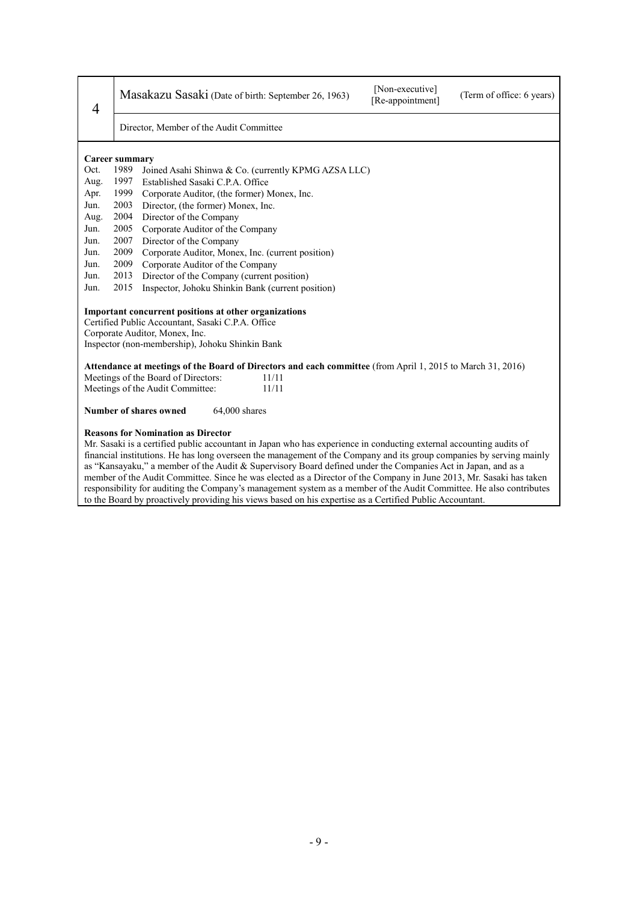| 4 | Masakazu Sasaki (Date of birth: September 26, 1963) | [Non-executive] [Re-appointment] | (Term of office: 6 years) |
|---|---|---|---|
| | Director, Member of the Audit Committee | | |

**Career summary**

| | | |
|---|---|---|
| Oct. | 1989 | Joined Asahi Shinwa & Co. (currently KPMG AZSA LLC) |
| Aug. | 1997 | Established Sasaki C.P.A. Office |
| Apr. | 1999 | Corporate Auditor, (the former) Monex, Inc. |
| Jun. | 2003 | Director, (the former) Monex, Inc. |
| Aug. | 2004 | Director of the Company |
| Jun. | 2005 | Corporate Auditor of the Company |
| Jun. | 2007 | Director of the Company |
| Jun. | 2009 | Corporate Auditor, Monex, Inc. (current position) |
| Jun. | 2009 | Corporate Auditor of the Company |
| Jun. | 2013 | Director of the Company (current position) |
| Jun. | 2015 | Inspector, Johoku Shinkin Bank (current position) |

**Important concurrent positions at other organizations**

Certified Public Accountant, Sasaki C.P.A. Office
Corporate Auditor, Monex, Inc.
Inspector (non-membership), Johoku Shinkin Bank

**Attendance at meetings of the Board of Directors and each committee** (from April 1, 2015 to March 31, 2016)

Meetings of the Board of Directors: 11/11
Meetings of the Audit Committee: 11/11

**Number of shares owned** 64,000 shares

**Reasons for Nomination as Director**

Mr. Sasaki is a certified public accountant in Japan who has experience in conducting external accounting audits of financial institutions. He has long overseen the management of the Company and its group companies by serving mainly as "Kansayaku," a member of the Audit & Supervisory Board defined under the Companies Act in Japan, and as a member of the Audit Committee. Since he was elected as a Director of the Company in June 2013, Mr. Sasaki has taken responsibility for auditing the Company's management system as a member of the Audit Committee. He also contributes to the Board by proactively providing his views based on his expertise as a Certified Public Accountant.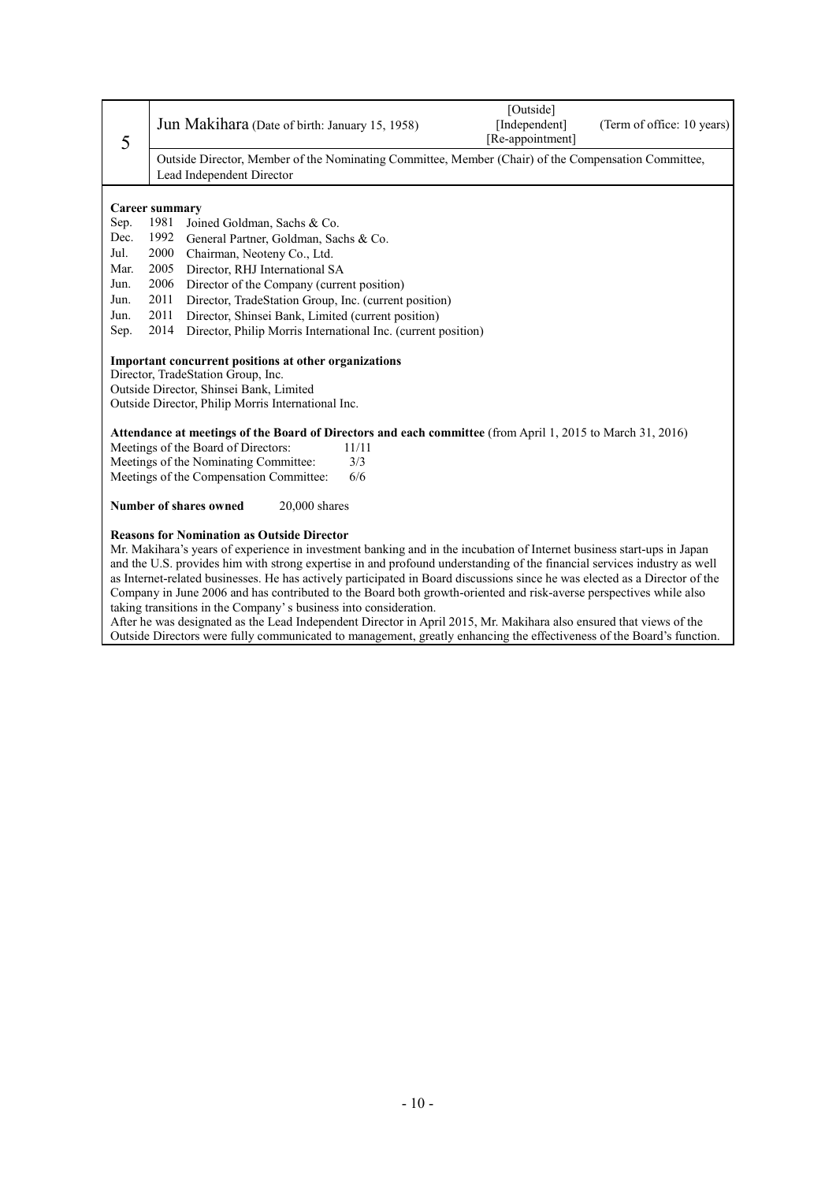| 5 | Jun Makihara (Date of birth: January 15, 1958) | [Outside] [Independent] [Re-appointment] | (Term of office: 10 years) |
|---|---|---|---|
| | Outside Director, Member of the Nominating Committee, Member (Chair) of the Compensation Committee, Lead Independent Director | | |

**Career summary**

| | | |
|---|---|---|
| Sep. | 1981 | Joined Goldman, Sachs & Co. |
| Dec. | 1992 | General Partner, Goldman, Sachs & Co. |
| Jul. | 2000 | Chairman, Neoteny Co., Ltd. |
| Mar. | 2005 | Director, RHJ International SA |
| Jun. | 2006 | Director of the Company (current position) |
| Jun. | 2011 | Director, TradeStation Group, Inc. (current position) |
| Jun. | 2011 | Director, Shinsei Bank, Limited (current position) |
| Sep. | 2014 | Director, Philip Morris International Inc. (current position) |

**Important concurrent positions at other organizations**

Director, TradeStation Group, Inc.
Outside Director, Shinsei Bank, Limited
Outside Director, Philip Morris International Inc.

**Attendance at meetings of the Board of Directors and each committee** (from April 1, 2015 to March 31, 2016)

Meetings of the Board of Directors: 11/11
Meetings of the Nominating Committee: 3/3
Meetings of the Compensation Committee: 6/6

**Number of shares owned** 20,000 shares

**Reasons for Nomination as Outside Director**

Mr. Makihara's years of experience in investment banking and in the incubation of Internet business start-ups in Japan and the U.S. provides him with strong expertise in and profound understanding of the financial services industry as well as Internet-related businesses. He has actively participated in Board discussions since he was elected as a Director of the Company in June 2006 and has contributed to the Board both growth-oriented and risk-averse perspectives while also taking transitions in the Company' s business into consideration.

After he was designated as the Lead Independent Director in April 2015, Mr. Makihara also ensured that views of the Outside Directors were fully communicated to management, greatly enhancing the effectiveness of the Board's function.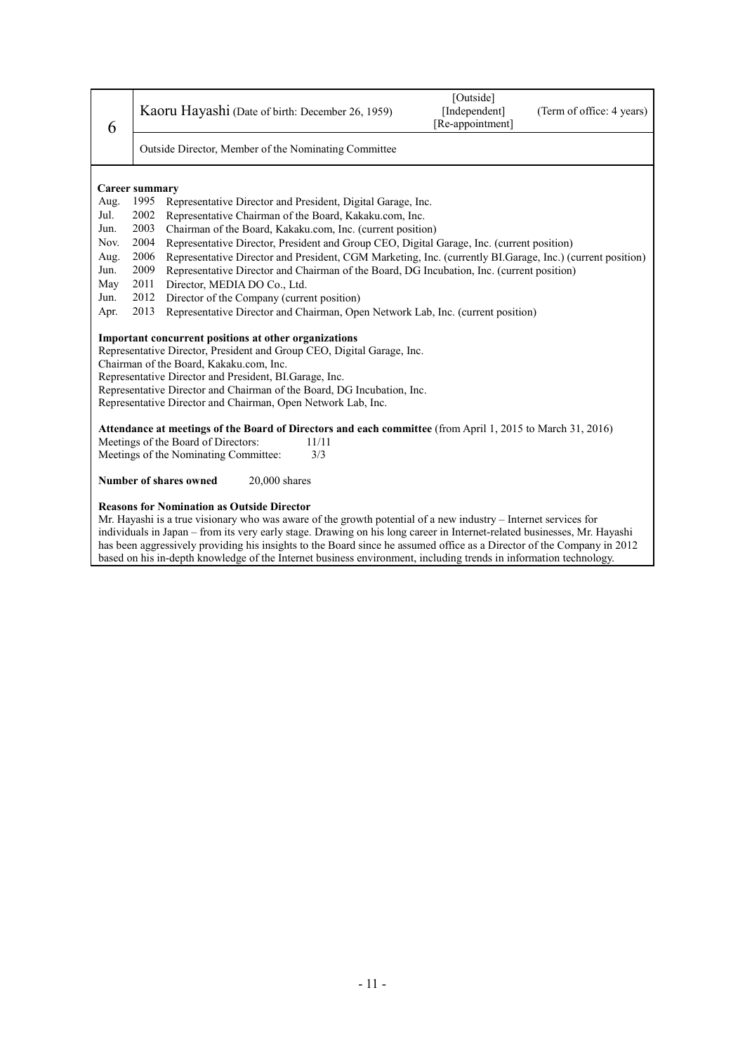| 6 | Kaoru Hayashi (Date of birth: December 26, 1959) | [Outside] [Independent] [Re-appointment] | (Term of office: 4 years) |
|---|---|---|---|
| | Outside Director, Member of the Nominating Committee | | |

**Career summary**

| | | |
|---|---|---|
| Aug. | 1995 | Representative Director and President, Digital Garage, Inc. |
| Jul. | 2002 | Representative Chairman of the Board, Kakaku.com, Inc. |
| Jun. | 2003 | Chairman of the Board, Kakaku.com, Inc. (current position) |
| Nov. | 2004 | Representative Director, President and Group CEO, Digital Garage, Inc. (current position) |
| Aug. | 2006 | Representative Director and President, CGM Marketing, Inc. (currently BI.Garage, Inc.) (current position) |
| Jun. | 2009 | Representative Director and Chairman of the Board, DG Incubation, Inc. (current position) |
| May | 2011 | Director, MEDIA DO Co., Ltd. |
| Jun. | 2012 | Director of the Company (current position) |
| Apr. | 2013 | Representative Director and Chairman, Open Network Lab, Inc. (current position) |

**Important concurrent positions at other organizations**

Representative Director, President and Group CEO, Digital Garage, Inc.
Chairman of the Board, Kakaku.com, Inc.
Representative Director and President, BI.Garage, Inc.
Representative Director and Chairman of the Board, DG Incubation, Inc.
Representative Director and Chairman, Open Network Lab, Inc.

**Attendance at meetings of the Board of Directors and each committee** (from April 1, 2015 to March 31, 2016)

Meetings of the Board of Directors: 11/11
Meetings of the Nominating Committee: 3/3

**Number of shares owned** 20,000 shares

**Reasons for Nomination as Outside Director**

Mr. Hayashi is a true visionary who was aware of the growth potential of a new industry – Internet services for individuals in Japan – from its very early stage. Drawing on his long career in Internet-related businesses, Mr. Hayashi has been aggressively providing his insights to the Board since he assumed office as a Director of the Company in 2012 based on his in-depth knowledge of the Internet business environment, including trends in information technology.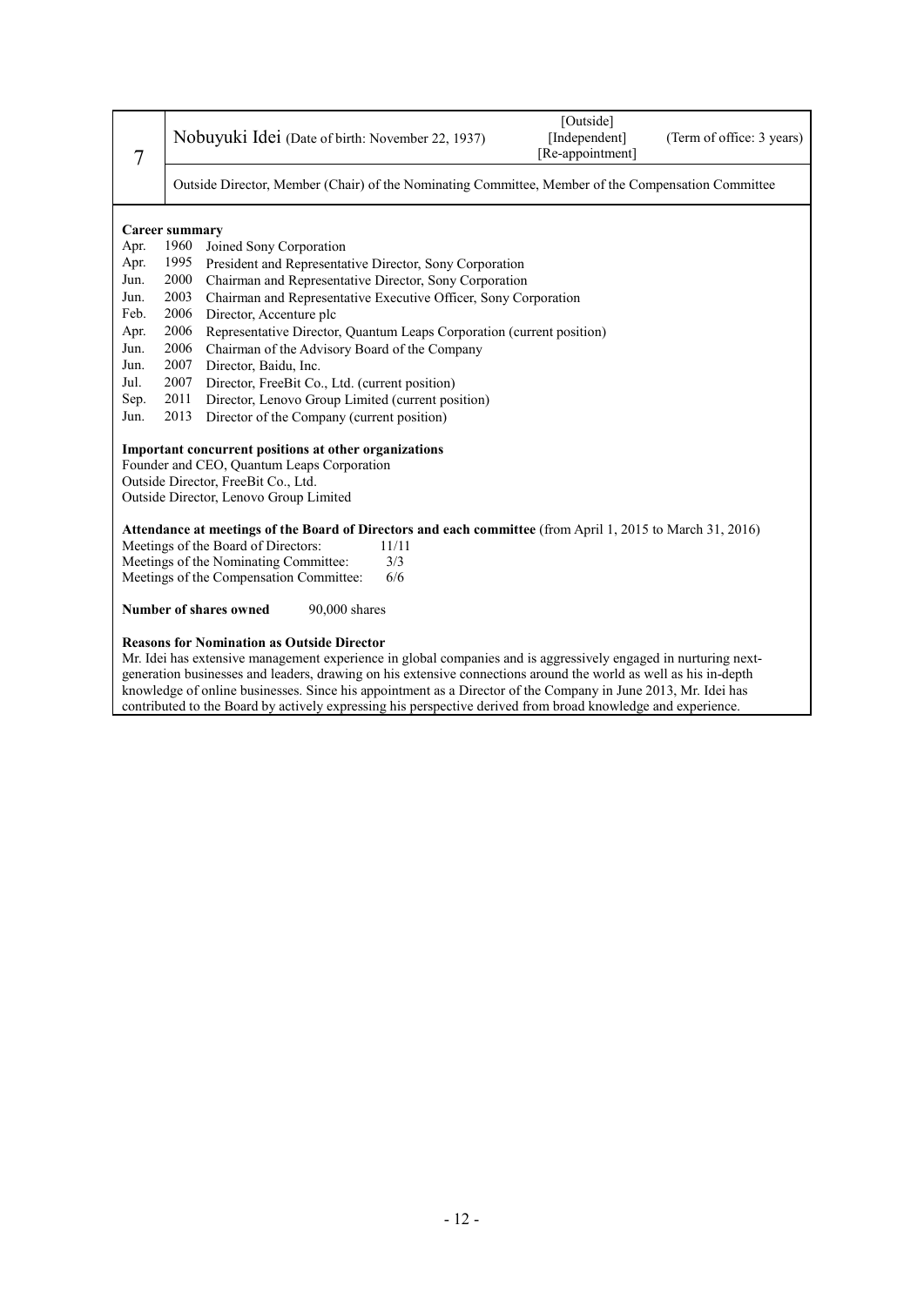| 7 | Nobuyuki Idei (Date of birth: November 22, 1937) | [Outside] [Independent] [Re-appointment] | (Term of office: 3 years) |
|---|---|---|---|
| | Outside Director, Member (Chair) of the Nominating Committee, Member of the Compensation Committee | | |

**Career summary**

| | | |
|---|---|---|
| Apr. | 1960 | Joined Sony Corporation |
| Apr. | 1995 | President and Representative Director, Sony Corporation |
| Jun. | 2000 | Chairman and Representative Director, Sony Corporation |
| Jun. | 2003 | Chairman and Representative Executive Officer, Sony Corporation |
| Feb. | 2006 | Director, Accenture plc |
| Apr. | 2006 | Representative Director, Quantum Leaps Corporation (current position) |
| Jun. | 2006 | Chairman of the Advisory Board of the Company |
| Jun. | 2007 | Director, Baidu, Inc. |
| Jul. | 2007 | Director, FreeBit Co., Ltd. (current position) |
| Sep. | 2011 | Director, Lenovo Group Limited (current position) |
| Jun. | 2013 | Director of the Company (current position) |

**Important concurrent positions at other organizations**

Founder and CEO, Quantum Leaps Corporation
Outside Director, FreeBit Co., Ltd.
Outside Director, Lenovo Group Limited

**Attendance at meetings of the Board of Directors and each committee** (from April 1, 2015 to March 31, 2016)

Meetings of the Board of Directors: 11/11
Meetings of the Nominating Committee: 3/3
Meetings of the Compensation Committee: 6/6

**Number of shares owned** 90,000 shares

**Reasons for Nomination as Outside Director**

Mr. Idei has extensive management experience in global companies and is aggressively engaged in nurturing next-generation businesses and leaders, drawing on his extensive connections around the world as well as his in-depth knowledge of online businesses. Since his appointment as a Director of the Company in June 2013, Mr. Idei has contributed to the Board by actively expressing his perspective derived from broad knowledge and experience.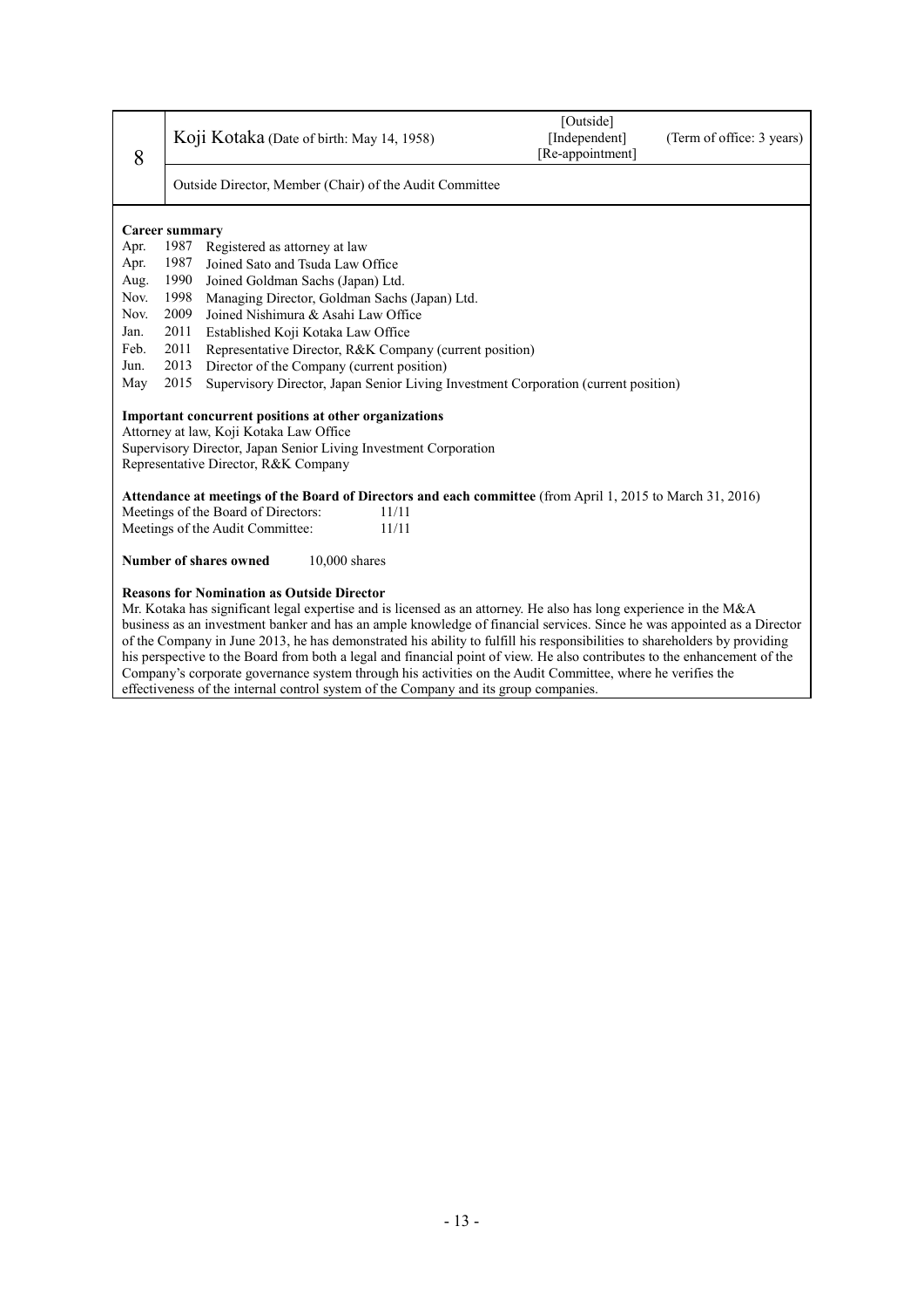| 8 | Koji Kotaka (Date of birth: May 14, 1958) | [Outside] [Independent] [Re-appointment] | (Term of office: 3 years) |
|---|---|---|---|
| | Outside Director, Member (Chair) of the Audit Committee | | |

**Career summary**

| | | |
|---|---|---|
| Apr. | 1987 | Registered as attorney at law |
| Apr. | 1987 | Joined Sato and Tsuda Law Office |
| Aug. | 1990 | Joined Goldman Sachs (Japan) Ltd. |
| Nov. | 1998 | Managing Director, Goldman Sachs (Japan) Ltd. |
| Nov. | 2009 | Joined Nishimura & Asahi Law Office |
| Jan. | 2011 | Established Koji Kotaka Law Office |
| Feb. | 2011 | Representative Director, R&K Company (current position) |
| Jun. | 2013 | Director of the Company (current position) |
| May | 2015 | Supervisory Director, Japan Senior Living Investment Corporation (current position) |

**Important concurrent positions at other organizations**

Attorney at law, Koji Kotaka Law Office
Supervisory Director, Japan Senior Living Investment Corporation
Representative Director, R&K Company

**Attendance at meetings of the Board of Directors and each committee** (from April 1, 2015 to March 31, 2016)

Meetings of the Board of Directors: 11/11
Meetings of the Audit Committee: 11/11

**Number of shares owned** 10,000 shares

**Reasons for Nomination as Outside Director**

Mr. Kotaka has significant legal expertise and is licensed as an attorney. He also has long experience in the M&A business as an investment banker and has an ample knowledge of financial services. Since he was appointed as a Director of the Company in June 2013, he has demonstrated his ability to fulfill his responsibilities to shareholders by providing his perspective to the Board from both a legal and financial point of view. He also contributes to the enhancement of the Company's corporate governance system through his activities on the Audit Committee, where he verifies the effectiveness of the internal control system of the Company and its group companies.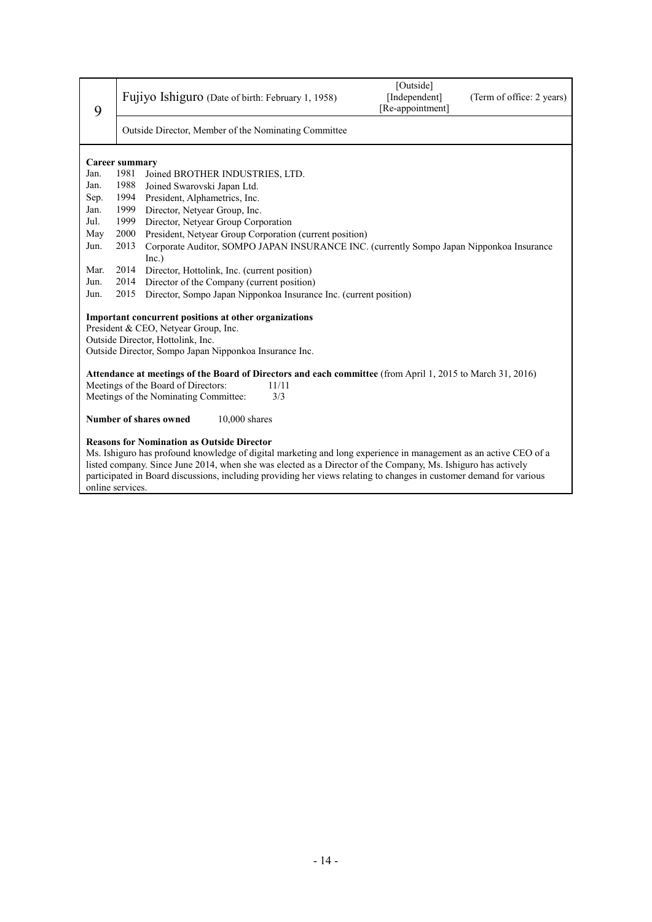| 9 | Fujiyo Ishiguro (Date of birth: February 1, 1958) | [Outside] [Independent] [Re-appointment] | (Term of office: 2 years) |
|---|---|---|---|
| | Outside Director, Member of the Nominating Committee | | |

**Career summary**

| | | |
|---|---|---|
| Jan. | 1981 | Joined BROTHER INDUSTRIES, LTD. |
| Jan. | 1988 | Joined Swarovski Japan Ltd. |
| Sep. | 1994 | President, Alphametrics, Inc. |
| Jan. | 1999 | Director, Netyear Group, Inc. |
| Jul. | 1999 | Director, Netyear Group Corporation |
| May | 2000 | President, Netyear Group Corporation (current position) |
| Jun. | 2013 | Corporate Auditor, SOMPO JAPAN INSURANCE INC. (currently Sompo Japan Nipponkoa Insurance Inc.) |
| Mar. | 2014 | Director, Hottolink, Inc. (current position) |
| Jun. | 2014 | Director of the Company (current position) |
| Jun. | 2015 | Director, Sompo Japan Nipponkoa Insurance Inc. (current position) |

**Important concurrent positions at other organizations**

President & CEO, Netyear Group, Inc.
Outside Director, Hottolink, Inc.
Outside Director, Sompo Japan Nipponkoa Insurance Inc.

**Attendance at meetings of the Board of Directors and each committee** (from April 1, 2015 to March 31, 2016)

Meetings of the Board of Directors: 11/11
Meetings of the Nominating Committee: 3/3

**Number of shares owned** 10,000 shares

**Reasons for Nomination as Outside Director**

Ms. Ishiguro has profound knowledge of digital marketing and long experience in management as an active CEO of a listed company. Since June 2014, when she was elected as a Director of the Company, Ms. Ishiguro has actively participated in Board discussions, including providing her views relating to changes in customer demand for various online services.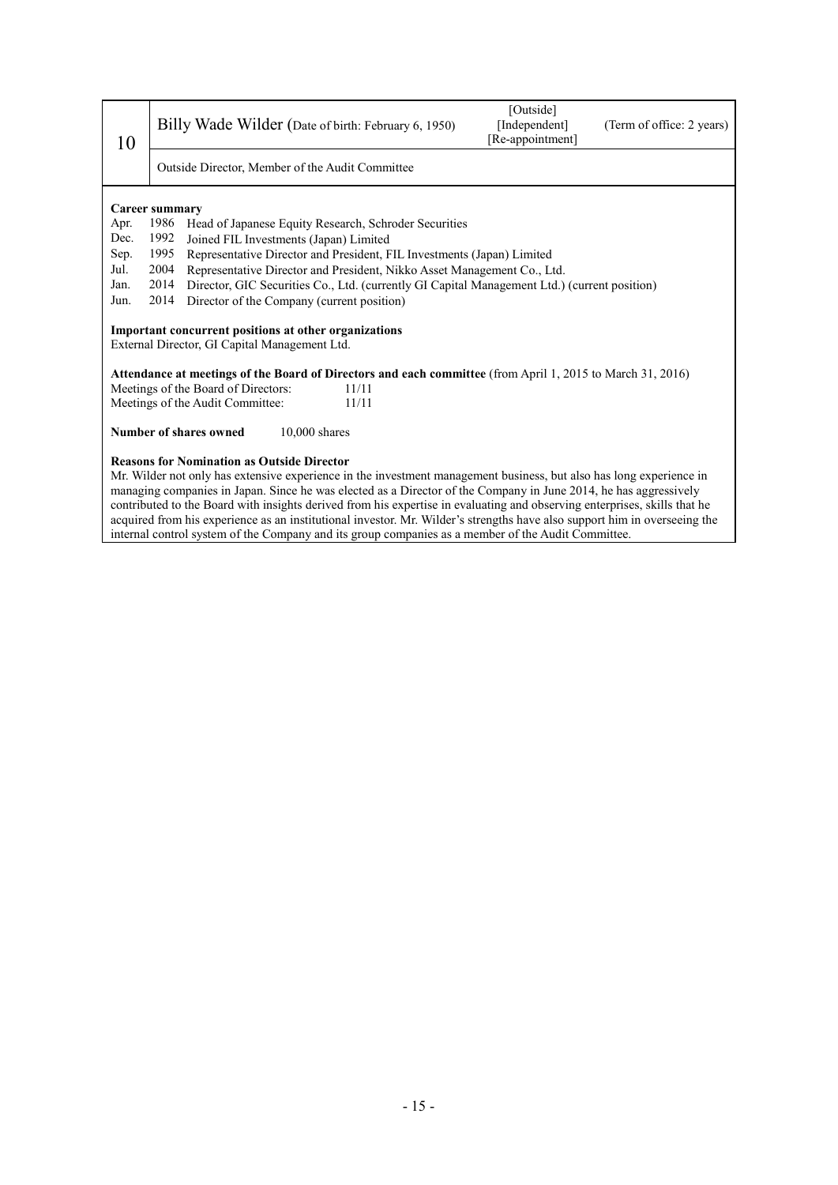| 10 | Billy Wade Wilder (Date of birth: February 6, 1950) | [Outside] [Independent] [Re-appointment] | (Term of office: 2 years) |
|---|---|---|---|
| | Outside Director, Member of the Audit Committee | | |

**Career summary**

| | | |
|---|---|---|
| Apr. | 1986 | Head of Japanese Equity Research, Schroder Securities |
| Dec. | 1992 | Joined FIL Investments (Japan) Limited |
| Sep. | 1995 | Representative Director and President, FIL Investments (Japan) Limited |
| Jul. | 2004 | Representative Director and President, Nikko Asset Management Co., Ltd. |
| Jan. | 2014 | Director, GIC Securities Co., Ltd. (currently GI Capital Management Ltd.) (current position) |
| Jun. | 2014 | Director of the Company (current position) |

**Important concurrent positions at other organizations**

External Director, GI Capital Management Ltd.

**Attendance at meetings of the Board of Directors and each committee** (from April 1, 2015 to March 31, 2016)

| | |
|---|---|
| Meetings of the Board of Directors: | 11/11 |
| Meetings of the Audit Committee: | 11/11 |

**Number of shares owned** 10,000 shares

**Reasons for Nomination as Outside Director**

Mr. Wilder not only has extensive experience in the investment management business, but also has long experience in managing companies in Japan. Since he was elected as a Director of the Company in June 2014, he has aggressively contributed to the Board with insights derived from his expertise in evaluating and observing enterprises, skills that he acquired from his experience as an institutional investor. Mr. Wilder's strengths have also support him in overseeing the internal control system of the Company and its group companies as a member of the Audit Committee.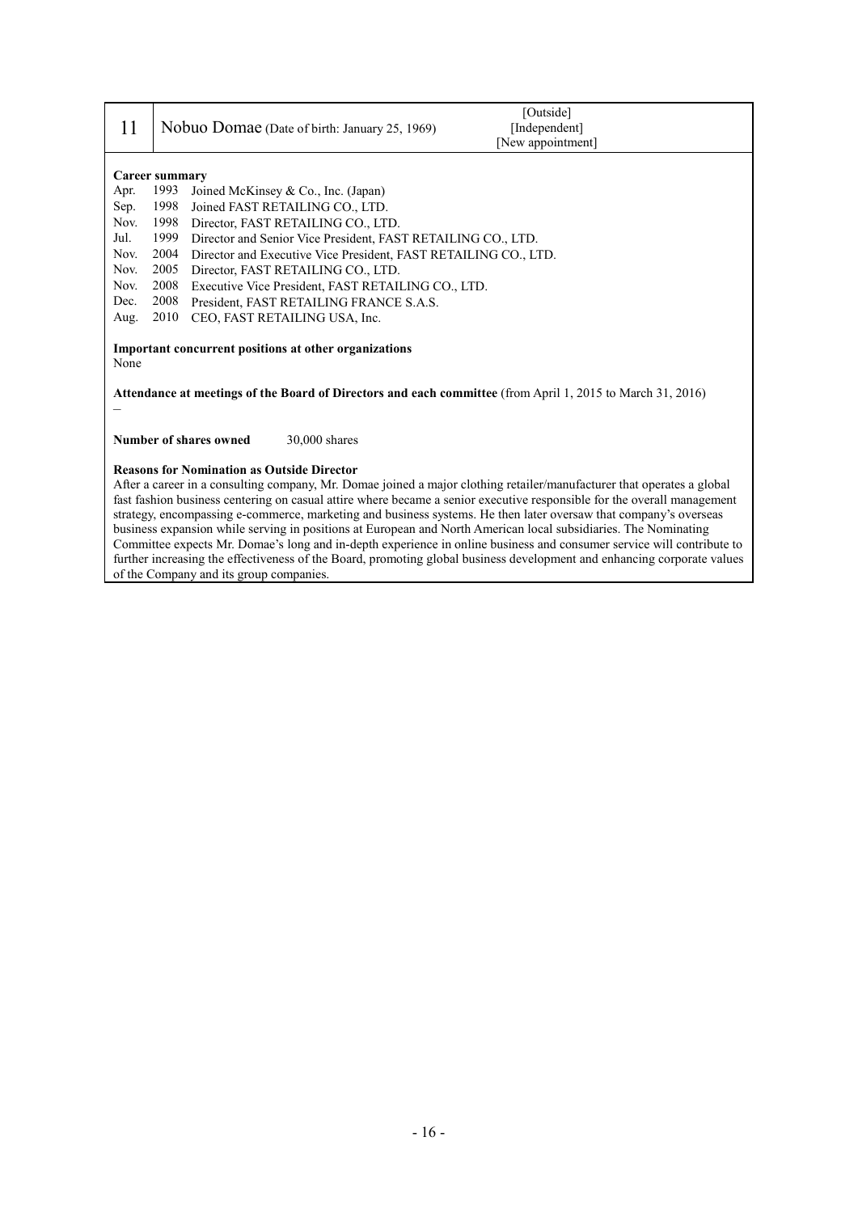| 11 | Nobuo Domae (Date of birth: January 25, 1969) | [Outside] [Independent] [New appointment] |
|---|---|---|

**Career summary**

| | | |
|---|---|---|
| Apr. | 1993 | Joined McKinsey & Co., Inc. (Japan) |
| Sep. | 1998 | Joined FAST RETAILING CO., LTD. |
| Nov. | 1998 | Director, FAST RETAILING CO., LTD. |
| Jul. | 1999 | Director and Senior Vice President, FAST RETAILING CO., LTD. |
| Nov. | 2004 | Director and Executive Vice President, FAST RETAILING CO., LTD. |
| Nov. | 2005 | Director, FAST RETAILING CO., LTD. |
| Nov. | 2008 | Executive Vice President, FAST RETAILING CO., LTD. |
| Dec. | 2008 | President, FAST RETAILING FRANCE S.A.S. |
| Aug. | 2010 | CEO, FAST RETAILING USA, Inc. |

**Important concurrent positions at other organizations**

None

**Attendance at meetings of the Board of Directors and each committee** (from April 1, 2015 to March 31, 2016)

–

**Number of shares owned** 30,000 shares

**Reasons for Nomination as Outside Director**

After a career in a consulting company, Mr. Domae joined a major clothing retailer/manufacturer that operates a global fast fashion business centering on casual attire where became a senior executive responsible for the overall management strategy, encompassing e-commerce, marketing and business systems. He then later oversaw that company's overseas business expansion while serving in positions at European and North American local subsidiaries. The Nominating Committee expects Mr. Domae's long and in-depth experience in online business and consumer service will contribute to further increasing the effectiveness of the Board, promoting global business development and enhancing corporate values of the Company and its group companies.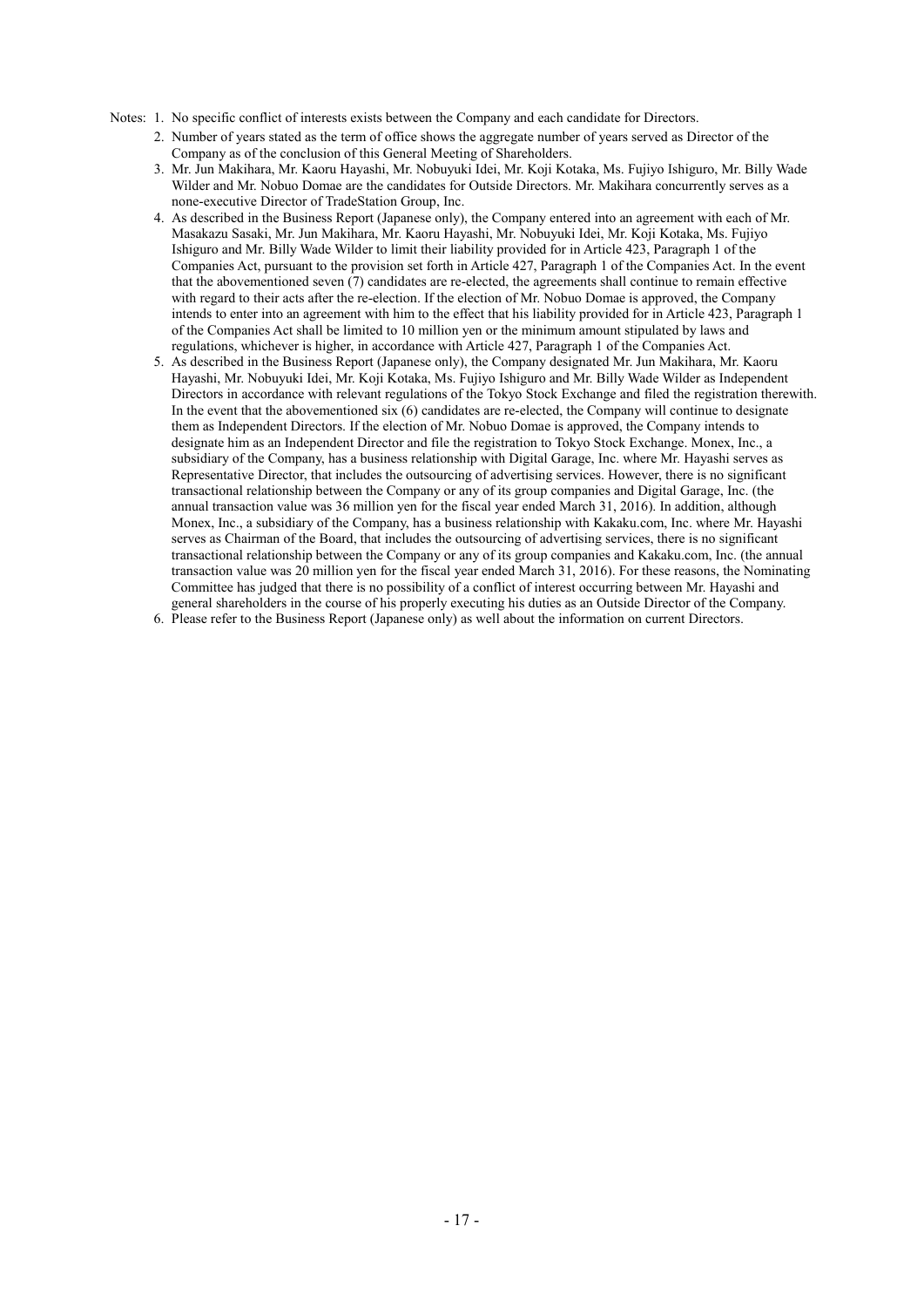Notes: 1. No specific conflict of interests exists between the Company and each candidate for Directors.

2. Number of years stated as the term of office shows the aggregate number of years served as Director of the Company as of the conclusion of this General Meeting of Shareholders.

3. Mr. Jun Makihara, Mr. Kaoru Hayashi, Mr. Nobuyuki Idei, Mr. Koji Kotaka, Ms. Fujiyo Ishiguro, Mr. Billy Wade Wilder and Mr. Nobuo Domae are the candidates for Outside Directors. Mr. Makihara concurrently serves as a none-executive Director of TradeStation Group, Inc.

4. As described in the Business Report (Japanese only), the Company entered into an agreement with each of Mr. Masakazu Sasaki, Mr. Jun Makihara, Mr. Kaoru Hayashi, Mr. Nobuyuki Idei, Mr. Koji Kotaka, Ms. Fujiyo Ishiguro and Mr. Billy Wade Wilder to limit their liability provided for in Article 423, Paragraph 1 of the Companies Act, pursuant to the provision set forth in Article 427, Paragraph 1 of the Companies Act. In the event that the abovementioned seven (7) candidates are re-elected, the agreements shall continue to remain effective with regard to their acts after the re-election. If the election of Mr. Nobuo Domae is approved, the Company intends to enter into an agreement with him to the effect that his liability provided for in Article 423, Paragraph 1 of the Companies Act shall be limited to 10 million yen or the minimum amount stipulated by laws and regulations, whichever is higher, in accordance with Article 427, Paragraph 1 of the Companies Act.

5. As described in the Business Report (Japanese only), the Company designated Mr. Jun Makihara, Mr. Kaoru Hayashi, Mr. Nobuyuki Idei, Mr. Koji Kotaka, Ms. Fujiyo Ishiguro and Mr. Billy Wade Wilder as Independent Directors in accordance with relevant regulations of the Tokyo Stock Exchange and filed the registration therewith. In the event that the abovementioned six (6) candidates are re-elected, the Company will continue to designate them as Independent Directors. If the election of Mr. Nobuo Domae is approved, the Company intends to designate him as an Independent Director and file the registration to Tokyo Stock Exchange. Monex, Inc., a subsidiary of the Company, has a business relationship with Digital Garage, Inc. where Mr. Hayashi serves as Representative Director, that includes the outsourcing of advertising services. However, there is no significant transactional relationship between the Company or any of its group companies and Digital Garage, Inc. (the annual transaction value was 36 million yen for the fiscal year ended March 31, 2016). In addition, although Monex, Inc., a subsidiary of the Company, has a business relationship with Kakaku.com, Inc. where Mr. Hayashi serves as Chairman of the Board, that includes the outsourcing of advertising services, there is no significant transactional relationship between the Company or any of its group companies and Kakaku.com, Inc. (the annual transaction value was 20 million yen for the fiscal year ended March 31, 2016). For these reasons, the Nominating Committee has judged that there is no possibility of a conflict of interest occurring between Mr. Hayashi and general shareholders in the course of his properly executing his duties as an Outside Director of the Company.

6. Please refer to the Business Report (Japanese only) as well about the information on current Directors.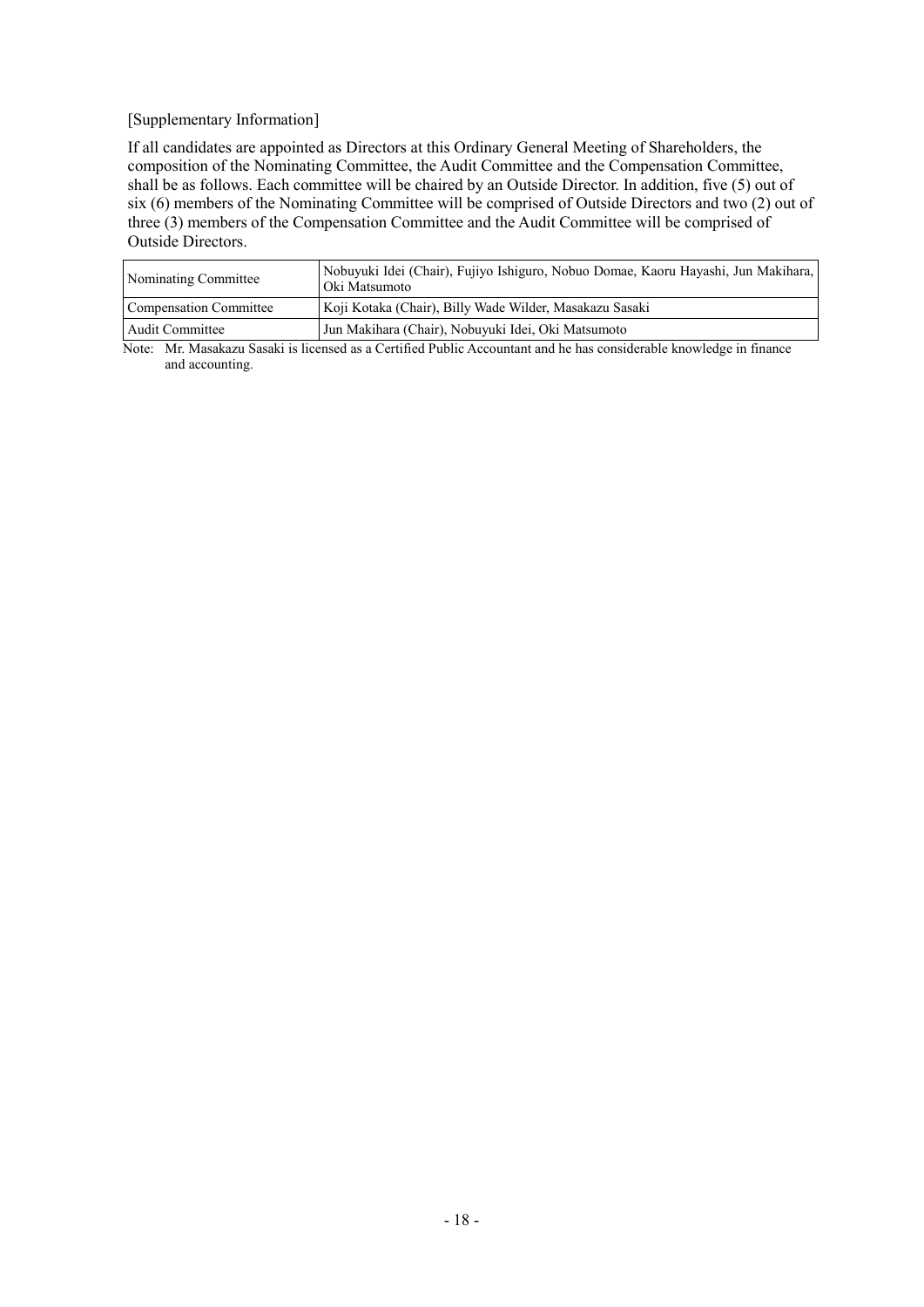[Supplementary Information]

If all candidates are appointed as Directors at this Ordinary General Meeting of Shareholders, the composition of the Nominating Committee, the Audit Committee and the Compensation Committee, shall be as follows. Each committee will be chaired by an Outside Director. In addition, five (5) out of six (6) members of the Nominating Committee will be comprised of Outside Directors and two (2) out of three (3) members of the Compensation Committee and the Audit Committee will be comprised of Outside Directors.

| | |
|---|---|
| Nominating Committee | Nobuyuki Idei (Chair), Fujiyo Ishiguro, Nobuo Domae, Kaoru Hayashi, Jun Makihara, Oki Matsumoto |
| Compensation Committee | Koji Kotaka (Chair), Billy Wade Wilder, Masakazu Sasaki |
| Audit Committee | Jun Makihara (Chair), Nobuyuki Idei, Oki Matsumoto |

Note: Mr. Masakazu Sasaki is licensed as a Certified Public Accountant and he has considerable knowledge in finance and accounting.